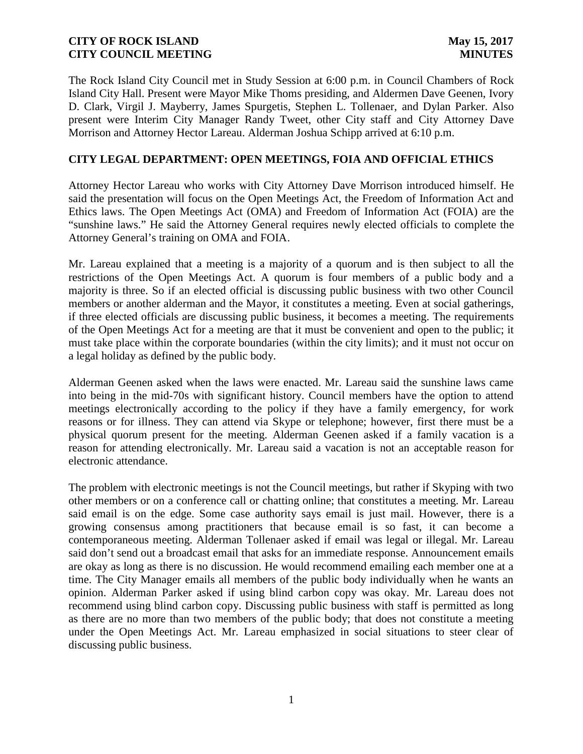**CITY OF ROCK ISLAND** **May 15, 2017**
**CITY COUNCIL MEETING** **MINUTES**

The Rock Island City Council met in Study Session at 6:00 p.m. in Council Chambers of Rock Island City Hall. Present were Mayor Mike Thoms presiding, and Aldermen Dave Geenen, Ivory D. Clark, Virgil J. Mayberry, James Spurgetis, Stephen L. Tollenaer, and Dylan Parker. Also present were Interim City Manager Randy Tweet, other City staff and City Attorney Dave Morrison and Attorney Hector Lareau. Alderman Joshua Schipp arrived at 6:10 p.m.

## CITY LEGAL DEPARTMENT: OPEN MEETINGS, FOIA AND OFFICIAL ETHICS

Attorney Hector Lareau who works with City Attorney Dave Morrison introduced himself. He said the presentation will focus on the Open Meetings Act, the Freedom of Information Act and Ethics laws. The Open Meetings Act (OMA) and Freedom of Information Act (FOIA) are the "sunshine laws." He said the Attorney General requires newly elected officials to complete the Attorney General's training on OMA and FOIA.

Mr. Lareau explained that a meeting is a majority of a quorum and is then subject to all the restrictions of the Open Meetings Act. A quorum is four members of a public body and a majority is three. So if an elected official is discussing public business with two other Council members or another alderman and the Mayor, it constitutes a meeting. Even at social gatherings, if three elected officials are discussing public business, it becomes a meeting. The requirements of the Open Meetings Act for a meeting are that it must be convenient and open to the public; it must take place within the corporate boundaries (within the city limits); and it must not occur on a legal holiday as defined by the public body.

Alderman Geenen asked when the laws were enacted. Mr. Lareau said the sunshine laws came into being in the mid-70s with significant history. Council members have the option to attend meetings electronically according to the policy if they have a family emergency, for work reasons or for illness. They can attend via Skype or telephone; however, first there must be a physical quorum present for the meeting. Alderman Geenen asked if a family vacation is a reason for attending electronically. Mr. Lareau said a vacation is not an acceptable reason for electronic attendance.

The problem with electronic meetings is not the Council meetings, but rather if Skyping with two other members or on a conference call or chatting online; that constitutes a meeting. Mr. Lareau said email is on the edge. Some case authority says email is just mail. However, there is a growing consensus among practitioners that because email is so fast, it can become a contemporaneous meeting. Alderman Tollenaer asked if email was legal or illegal. Mr. Lareau said don't send out a broadcast email that asks for an immediate response. Announcement emails are okay as long as there is no discussion. He would recommend emailing each member one at a time. The City Manager emails all members of the public body individually when he wants an opinion. Alderman Parker asked if using blind carbon copy was okay. Mr. Lareau does not recommend using blind carbon copy. Discussing public business with staff is permitted as long as there are no more than two members of the public body; that does not constitute a meeting under the Open Meetings Act. Mr. Lareau emphasized in social situations to steer clear of discussing public business.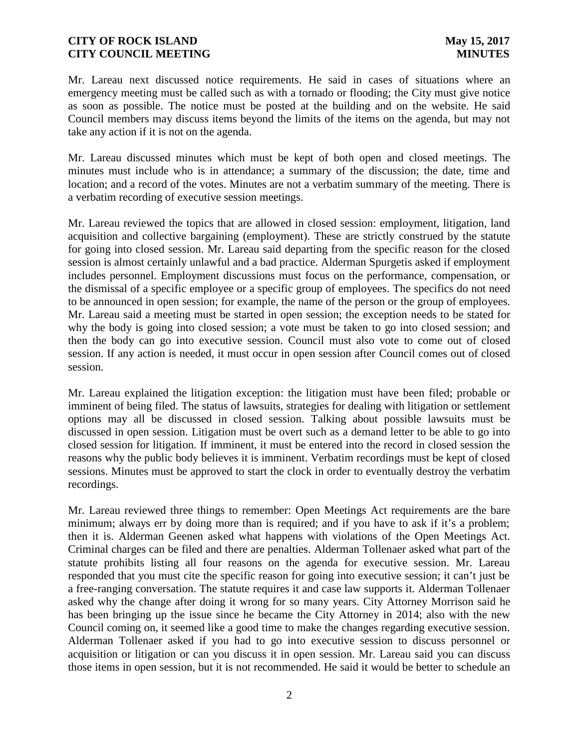Mr. Lareau next discussed notice requirements. He said in cases of situations where an emergency meeting must be called such as with a tornado or flooding; the City must give notice as soon as possible. The notice must be posted at the building and on the website. He said Council members may discuss items beyond the limits of the items on the agenda, but may not take any action if it is not on the agenda.

Mr. Lareau discussed minutes which must be kept of both open and closed meetings. The minutes must include who is in attendance; a summary of the discussion; the date, time and location; and a record of the votes. Minutes are not a verbatim summary of the meeting. There is a verbatim recording of executive session meetings.

Mr. Lareau reviewed the topics that are allowed in closed session: employment, litigation, land acquisition and collective bargaining (employment). These are strictly construed by the statute for going into closed session. Mr. Lareau said departing from the specific reason for the closed session is almost certainly unlawful and a bad practice. Alderman Spurgetis asked if employment includes personnel. Employment discussions must focus on the performance, compensation, or the dismissal of a specific employee or a specific group of employees. The specifics do not need to be announced in open session; for example, the name of the person or the group of employees. Mr. Lareau said a meeting must be started in open session; the exception needs to be stated for why the body is going into closed session; a vote must be taken to go into closed session; and then the body can go into executive session. Council must also vote to come out of closed session. If any action is needed, it must occur in open session after Council comes out of closed session.

Mr. Lareau explained the litigation exception: the litigation must have been filed; probable or imminent of being filed. The status of lawsuits, strategies for dealing with litigation or settlement options may all be discussed in closed session. Talking about possible lawsuits must be discussed in open session. Litigation must be overt such as a demand letter to be able to go into closed session for litigation. If imminent, it must be entered into the record in closed session the reasons why the public body believes it is imminent. Verbatim recordings must be kept of closed sessions. Minutes must be approved to start the clock in order to eventually destroy the verbatim recordings.

Mr. Lareau reviewed three things to remember: Open Meetings Act requirements are the bare minimum; always err by doing more than is required; and if you have to ask if it's a problem; then it is. Alderman Geenen asked what happens with violations of the Open Meetings Act. Criminal charges can be filed and there are penalties. Alderman Tollenaer asked what part of the statute prohibits listing all four reasons on the agenda for executive session. Mr. Lareau responded that you must cite the specific reason for going into executive session; it can't just be a free-ranging conversation. The statute requires it and case law supports it. Alderman Tollenaer asked why the change after doing it wrong for so many years. City Attorney Morrison said he has been bringing up the issue since he became the City Attorney in 2014; also with the new Council coming on, it seemed like a good time to make the changes regarding executive session. Alderman Tollenaer asked if you had to go into executive session to discuss personnel or acquisition or litigation or can you discuss it in open session. Mr. Lareau said you can discuss those items in open session, but it is not recommended. He said it would be better to schedule an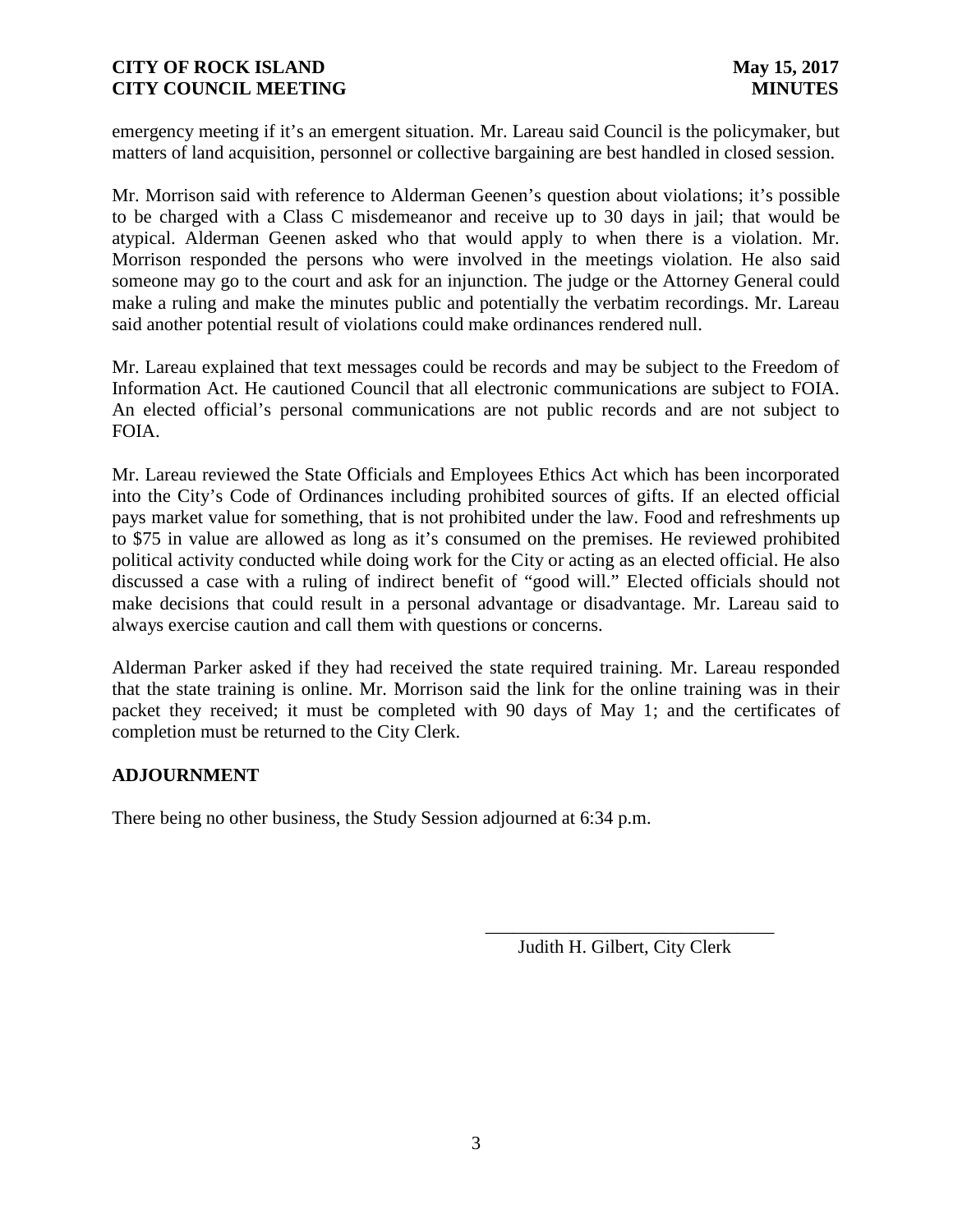emergency meeting if it's an emergent situation. Mr. Lareau said Council is the policymaker, but matters of land acquisition, personnel or collective bargaining are best handled in closed session.

Mr. Morrison said with reference to Alderman Geenen's question about violations; it's possible to be charged with a Class C misdemeanor and receive up to 30 days in jail; that would be atypical. Alderman Geenen asked who that would apply to when there is a violation. Mr. Morrison responded the persons who were involved in the meetings violation. He also said someone may go to the court and ask for an injunction. The judge or the Attorney General could make a ruling and make the minutes public and potentially the verbatim recordings. Mr. Lareau said another potential result of violations could make ordinances rendered null.

Mr. Lareau explained that text messages could be records and may be subject to the Freedom of Information Act. He cautioned Council that all electronic communications are subject to FOIA. An elected official's personal communications are not public records and are not subject to FOIA.

Mr. Lareau reviewed the State Officials and Employees Ethics Act which has been incorporated into the City's Code of Ordinances including prohibited sources of gifts. If an elected official pays market value for something, that is not prohibited under the law. Food and refreshments up to $75 in value are allowed as long as it's consumed on the premises. He reviewed prohibited political activity conducted while doing work for the City or acting as an elected official. He also discussed a case with a ruling of indirect benefit of "good will." Elected officials should not make decisions that could result in a personal advantage or disadvantage. Mr. Lareau said to always exercise caution and call them with questions or concerns.

Alderman Parker asked if they had received the state required training. Mr. Lareau responded that the state training is online. Mr. Morrison said the link for the online training was in their packet they received; it must be completed with 90 days of May 1; and the certificates of completion must be returned to the City Clerk.

## ADJOURNMENT

There being no other business, the Study Session adjourned at 6:34 p.m.

\_\_\_\_\_\_\_\_\_\_\_\_\_\_\_\_\_\_\_\_\_\_\_\_\_\_\_\_\_\_

Judith H. Gilbert, City Clerk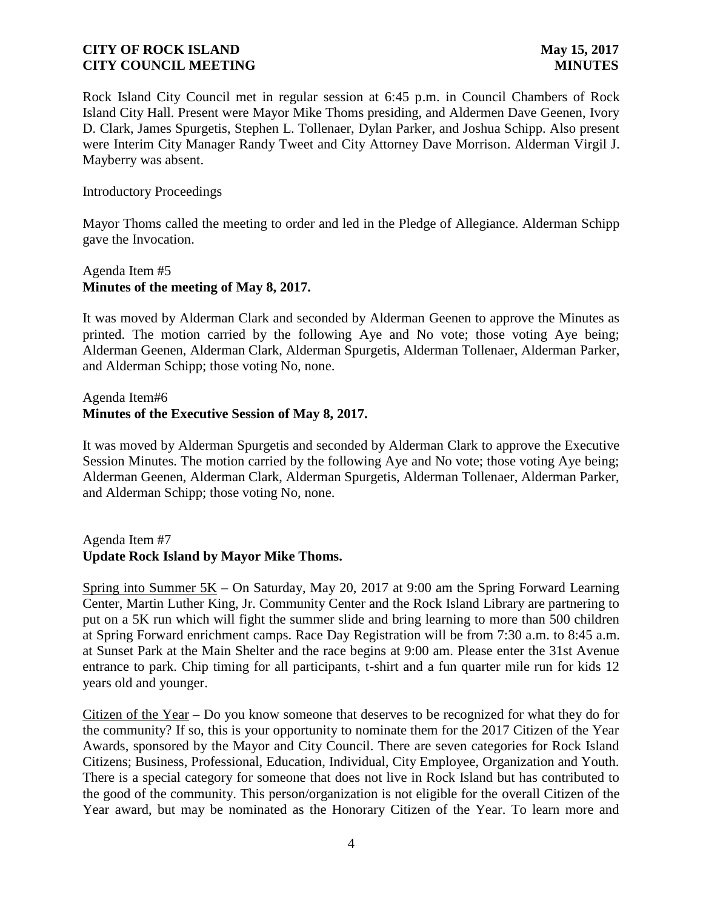Rock Island City Council met in regular session at 6:45 p.m. in Council Chambers of Rock Island City Hall. Present were Mayor Mike Thoms presiding, and Aldermen Dave Geenen, Ivory D. Clark, James Spurgetis, Stephen L. Tollenaer, Dylan Parker, and Joshua Schipp. Also present were Interim City Manager Randy Tweet and City Attorney Dave Morrison. Alderman Virgil J. Mayberry was absent.

Introductory Proceedings

Mayor Thoms called the meeting to order and led in the Pledge of Allegiance. Alderman Schipp gave the Invocation.

Agenda Item #5
**Minutes of the meeting of May 8, 2017.**

It was moved by Alderman Clark and seconded by Alderman Geenen to approve the Minutes as printed. The motion carried by the following Aye and No vote; those voting Aye being; Alderman Geenen, Alderman Clark, Alderman Spurgetis, Alderman Tollenaer, Alderman Parker, and Alderman Schipp; those voting No, none.

Agenda Item#6
**Minutes of the Executive Session of May 8, 2017.**

It was moved by Alderman Spurgetis and seconded by Alderman Clark to approve the Executive Session Minutes. The motion carried by the following Aye and No vote; those voting Aye being; Alderman Geenen, Alderman Clark, Alderman Spurgetis, Alderman Tollenaer, Alderman Parker, and Alderman Schipp; those voting No, none.

Agenda Item #7
**Update Rock Island by Mayor Mike Thoms.**

<u>Spring into Summer 5K</u> – On Saturday, May 20, 2017 at 9:00 am the Spring Forward Learning Center, Martin Luther King, Jr. Community Center and the Rock Island Library are partnering to put on a 5K run which will fight the summer slide and bring learning to more than 500 children at Spring Forward enrichment camps. Race Day Registration will be from 7:30 a.m. to 8:45 a.m. at Sunset Park at the Main Shelter and the race begins at 9:00 am. Please enter the 31st Avenue entrance to park. Chip timing for all participants, t-shirt and a fun quarter mile run for kids 12 years old and younger.

<u>Citizen of the Year</u> – Do you know someone that deserves to be recognized for what they do for the community? If so, this is your opportunity to nominate them for the 2017 Citizen of the Year Awards, sponsored by the Mayor and City Council. There are seven categories for Rock Island Citizens; Business, Professional, Education, Individual, City Employee, Organization and Youth. There is a special category for someone that does not live in Rock Island but has contributed to the good of the community. This person/organization is not eligible for the overall Citizen of the Year award, but may be nominated as the Honorary Citizen of the Year. To learn more and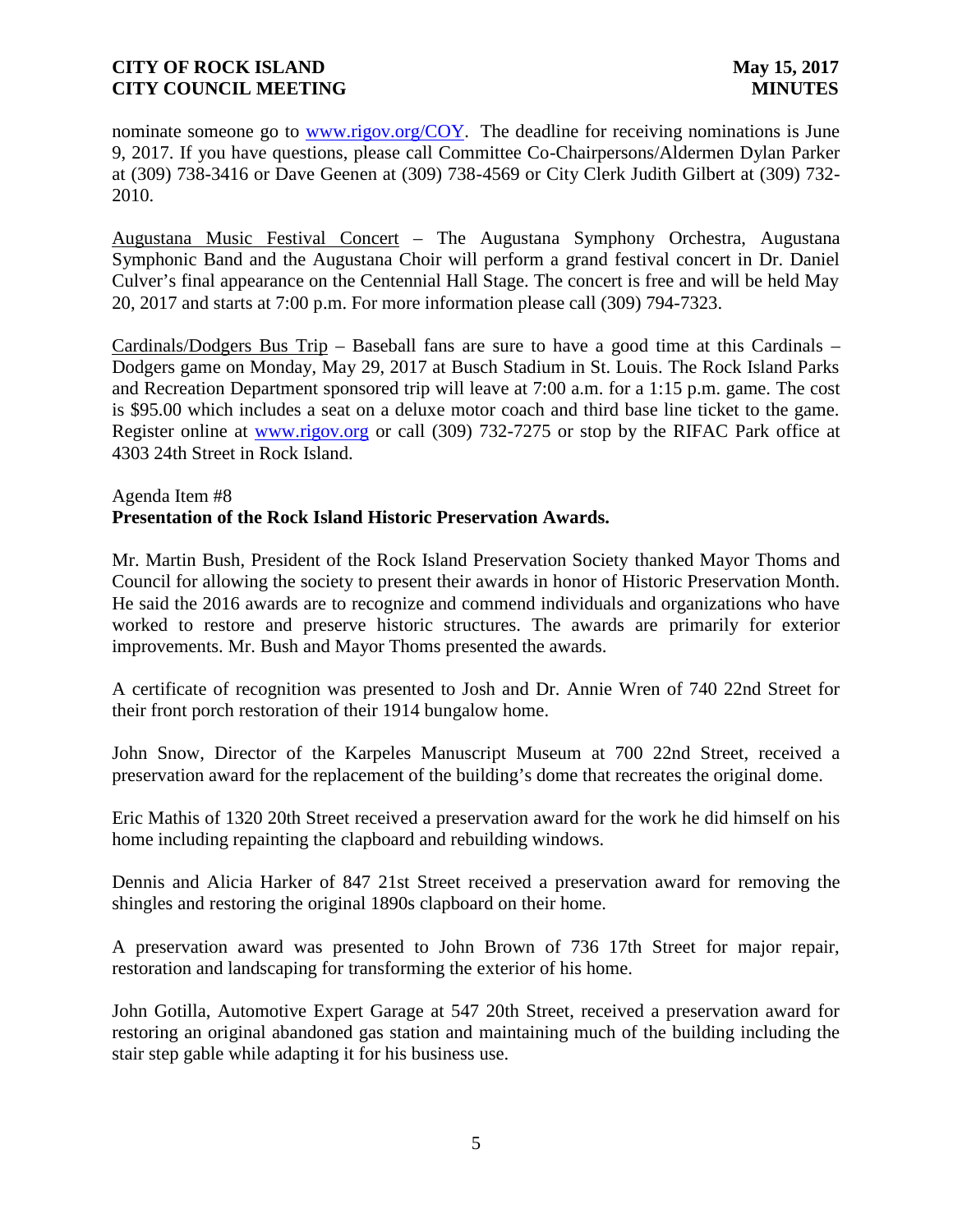nominate someone go to [www.rigov.org/COY](www.rigov.org/COY). The deadline for receiving nominations is June 9, 2017. If you have questions, please call Committee Co-Chairpersons/Aldermen Dylan Parker at (309) 738-3416 or Dave Geenen at (309) 738-4569 or City Clerk Judith Gilbert at (309) 732-2010.

Augustana Music Festival Concert – The Augustana Symphony Orchestra, Augustana Symphonic Band and the Augustana Choir will perform a grand festival concert in Dr. Daniel Culver's final appearance on the Centennial Hall Stage. The concert is free and will be held May 20, 2017 and starts at 7:00 p.m. For more information please call (309) 794-7323.

Cardinals/Dodgers Bus Trip – Baseball fans are sure to have a good time at this Cardinals – Dodgers game on Monday, May 29, 2017 at Busch Stadium in St. Louis. The Rock Island Parks and Recreation Department sponsored trip will leave at 7:00 a.m. for a 1:15 p.m. game. The cost is $95.00 which includes a seat on a deluxe motor coach and third base line ticket to the game. Register online at [www.rigov.org](www.rigov.org) or call (309) 732-7275 or stop by the RIFAC Park office at 4303 24th Street in Rock Island.

Agenda Item #8

**Presentation of the Rock Island Historic Preservation Awards.**

Mr. Martin Bush, President of the Rock Island Preservation Society thanked Mayor Thoms and Council for allowing the society to present their awards in honor of Historic Preservation Month. He said the 2016 awards are to recognize and commend individuals and organizations who have worked to restore and preserve historic structures. The awards are primarily for exterior improvements. Mr. Bush and Mayor Thoms presented the awards.

A certificate of recognition was presented to Josh and Dr. Annie Wren of 740 22nd Street for their front porch restoration of their 1914 bungalow home.

John Snow, Director of the Karpeles Manuscript Museum at 700 22nd Street, received a preservation award for the replacement of the building's dome that recreates the original dome.

Eric Mathis of 1320 20th Street received a preservation award for the work he did himself on his home including repainting the clapboard and rebuilding windows.

Dennis and Alicia Harker of 847 21st Street received a preservation award for removing the shingles and restoring the original 1890s clapboard on their home.

A preservation award was presented to John Brown of 736 17th Street for major repair, restoration and landscaping for transforming the exterior of his home.

John Gotilla, Automotive Expert Garage at 547 20th Street, received a preservation award for restoring an original abandoned gas station and maintaining much of the building including the stair step gable while adapting it for his business use.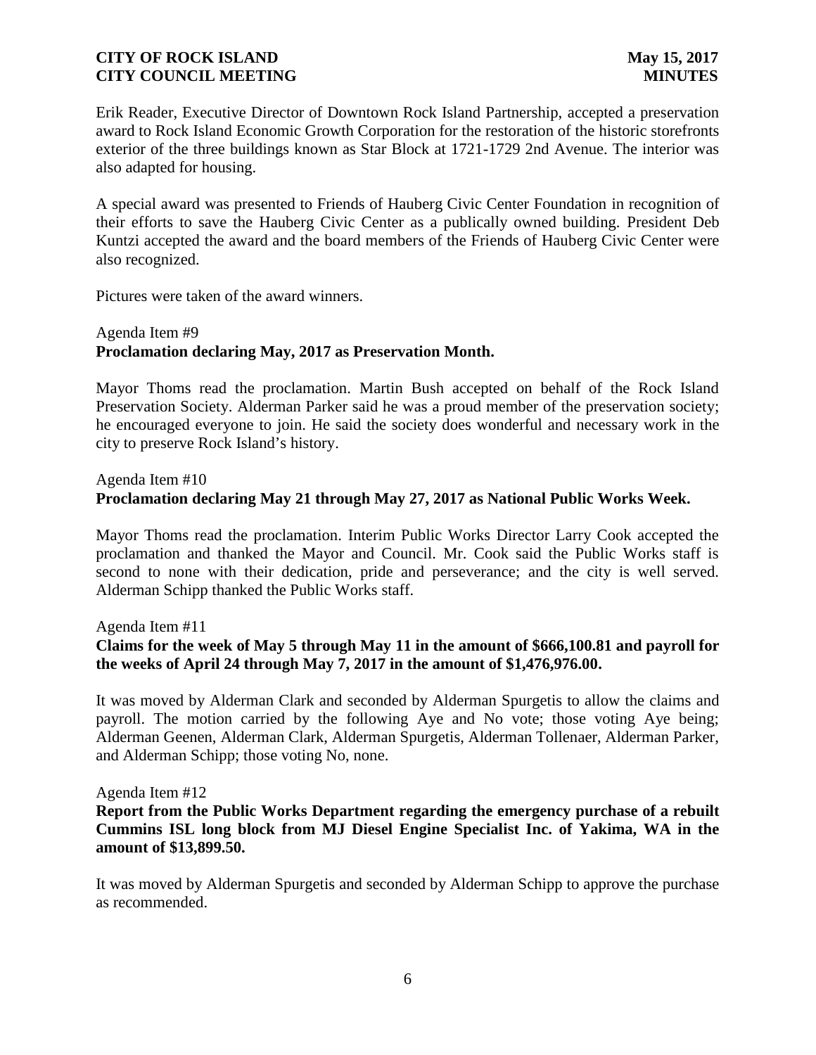Erik Reader, Executive Director of Downtown Rock Island Partnership, accepted a preservation award to Rock Island Economic Growth Corporation for the restoration of the historic storefronts exterior of the three buildings known as Star Block at 1721-1729 2nd Avenue. The interior was also adapted for housing.

A special award was presented to Friends of Hauberg Civic Center Foundation in recognition of their efforts to save the Hauberg Civic Center as a publically owned building. President Deb Kuntzi accepted the award and the board members of the Friends of Hauberg Civic Center were also recognized.

Pictures were taken of the award winners.

Agenda Item #9
**Proclamation declaring May, 2017 as Preservation Month.**

Mayor Thoms read the proclamation. Martin Bush accepted on behalf of the Rock Island Preservation Society. Alderman Parker said he was a proud member of the preservation society; he encouraged everyone to join. He said the society does wonderful and necessary work in the city to preserve Rock Island's history.

Agenda Item #10
**Proclamation declaring May 21 through May 27, 2017 as National Public Works Week.**

Mayor Thoms read the proclamation. Interim Public Works Director Larry Cook accepted the proclamation and thanked the Mayor and Council. Mr. Cook said the Public Works staff is second to none with their dedication, pride and perseverance; and the city is well served. Alderman Schipp thanked the Public Works staff.

Agenda Item #11
**Claims for the week of May 5 through May 11 in the amount of $666,100.81 and payroll for the weeks of April 24 through May 7, 2017 in the amount of $1,476,976.00.**

It was moved by Alderman Clark and seconded by Alderman Spurgetis to allow the claims and payroll. The motion carried by the following Aye and No vote; those voting Aye being; Alderman Geenen, Alderman Clark, Alderman Spurgetis, Alderman Tollenaer, Alderman Parker, and Alderman Schipp; those voting No, none.

Agenda Item #12
**Report from the Public Works Department regarding the emergency purchase of a rebuilt Cummins ISL long block from MJ Diesel Engine Specialist Inc. of Yakima, WA in the amount of $13,899.50.**

It was moved by Alderman Spurgetis and seconded by Alderman Schipp to approve the purchase as recommended.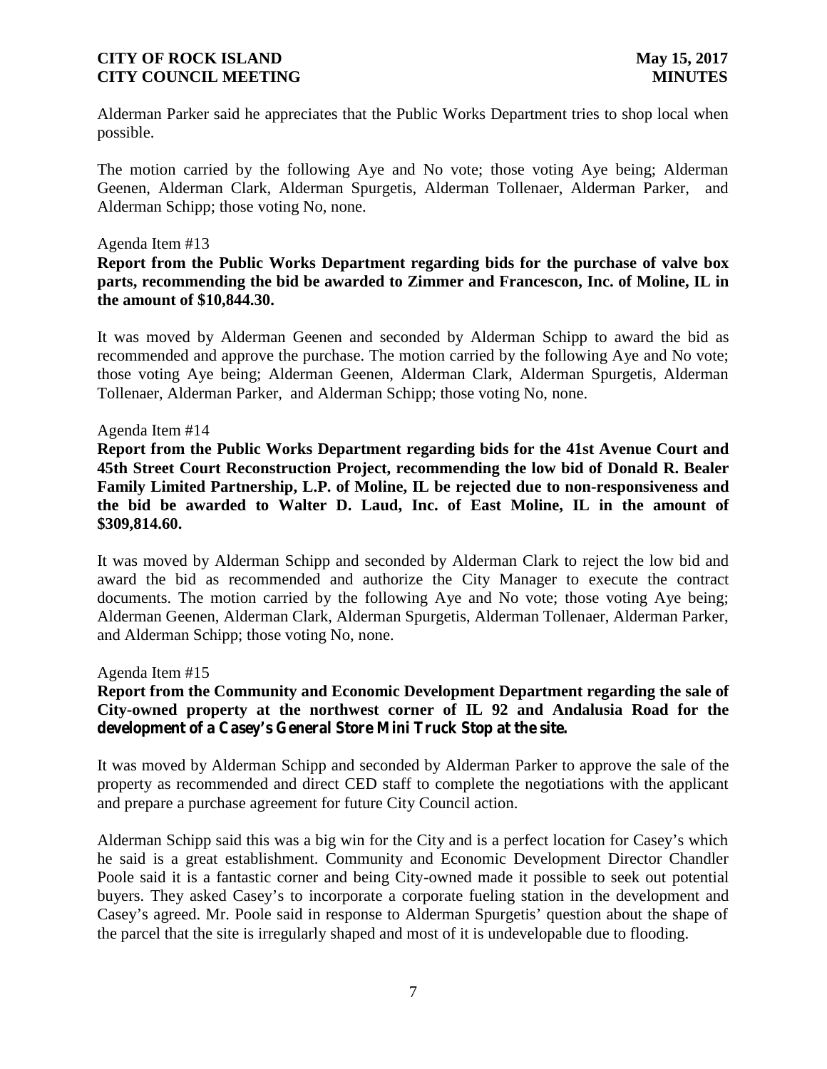Alderman Parker said he appreciates that the Public Works Department tries to shop local when possible.

The motion carried by the following Aye and No vote; those voting Aye being; Alderman Geenen, Alderman Clark, Alderman Spurgetis, Alderman Tollenaer, Alderman Parker, and Alderman Schipp; those voting No, none.

Agenda Item #13

**Report from the Public Works Department regarding bids for the purchase of valve box parts, recommending the bid be awarded to Zimmer and Francescon, Inc. of Moline, IL in the amount of $10,844.30.**

It was moved by Alderman Geenen and seconded by Alderman Schipp to award the bid as recommended and approve the purchase. The motion carried by the following Aye and No vote; those voting Aye being; Alderman Geenen, Alderman Clark, Alderman Spurgetis, Alderman Tollenaer, Alderman Parker, and Alderman Schipp; those voting No, none.

Agenda Item #14

**Report from the Public Works Department regarding bids for the 41st Avenue Court and 45th Street Court Reconstruction Project, recommending the low bid of Donald R. Bealer Family Limited Partnership, L.P. of Moline, IL be rejected due to non-responsiveness and the bid be awarded to Walter D. Laud, Inc. of East Moline, IL in the amount of $309,814.60.**

It was moved by Alderman Schipp and seconded by Alderman Clark to reject the low bid and award the bid as recommended and authorize the City Manager to execute the contract documents. The motion carried by the following Aye and No vote; those voting Aye being; Alderman Geenen, Alderman Clark, Alderman Spurgetis, Alderman Tollenaer, Alderman Parker, and Alderman Schipp; those voting No, none.

Agenda Item #15

**Report from the Community and Economic Development Department regarding the sale of City-owned property at the northwest corner of IL 92 and Andalusia Road for the development of a Casey's General Store Mini Truck Stop at the site.**

It was moved by Alderman Schipp and seconded by Alderman Parker to approve the sale of the property as recommended and direct CED staff to complete the negotiations with the applicant and prepare a purchase agreement for future City Council action.

Alderman Schipp said this was a big win for the City and is a perfect location for Casey's which he said is a great establishment. Community and Economic Development Director Chandler Poole said it is a fantastic corner and being City-owned made it possible to seek out potential buyers. They asked Casey's to incorporate a corporate fueling station in the development and Casey's agreed. Mr. Poole said in response to Alderman Spurgetis' question about the shape of the parcel that the site is irregularly shaped and most of it is undevelopable due to flooding.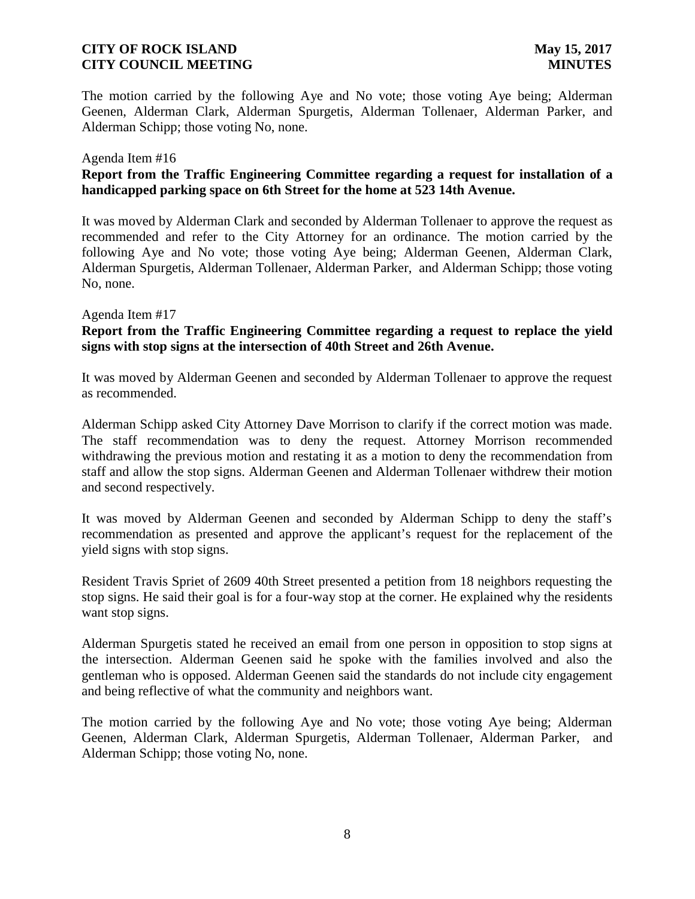The motion carried by the following Aye and No vote; those voting Aye being; Alderman Geenen, Alderman Clark, Alderman Spurgetis, Alderman Tollenaer, Alderman Parker, and Alderman Schipp; those voting No, none.

Agenda Item #16

**Report from the Traffic Engineering Committee regarding a request for installation of a handicapped parking space on 6th Street for the home at 523 14th Avenue.**

It was moved by Alderman Clark and seconded by Alderman Tollenaer to approve the request as recommended and refer to the City Attorney for an ordinance. The motion carried by the following Aye and No vote; those voting Aye being; Alderman Geenen, Alderman Clark, Alderman Spurgetis, Alderman Tollenaer, Alderman Parker, and Alderman Schipp; those voting No, none.

Agenda Item #17

**Report from the Traffic Engineering Committee regarding a request to replace the yield signs with stop signs at the intersection of 40th Street and 26th Avenue.**

It was moved by Alderman Geenen and seconded by Alderman Tollenaer to approve the request as recommended.

Alderman Schipp asked City Attorney Dave Morrison to clarify if the correct motion was made. The staff recommendation was to deny the request. Attorney Morrison recommended withdrawing the previous motion and restating it as a motion to deny the recommendation from staff and allow the stop signs. Alderman Geenen and Alderman Tollenaer withdrew their motion and second respectively.

It was moved by Alderman Geenen and seconded by Alderman Schipp to deny the staff's recommendation as presented and approve the applicant's request for the replacement of the yield signs with stop signs.

Resident Travis Spriet of 2609 40th Street presented a petition from 18 neighbors requesting the stop signs. He said their goal is for a four-way stop at the corner. He explained why the residents want stop signs.

Alderman Spurgetis stated he received an email from one person in opposition to stop signs at the intersection. Alderman Geenen said he spoke with the families involved and also the gentleman who is opposed. Alderman Geenen said the standards do not include city engagement and being reflective of what the community and neighbors want.

The motion carried by the following Aye and No vote; those voting Aye being; Alderman Geenen, Alderman Clark, Alderman Spurgetis, Alderman Tollenaer, Alderman Parker, and Alderman Schipp; those voting No, none.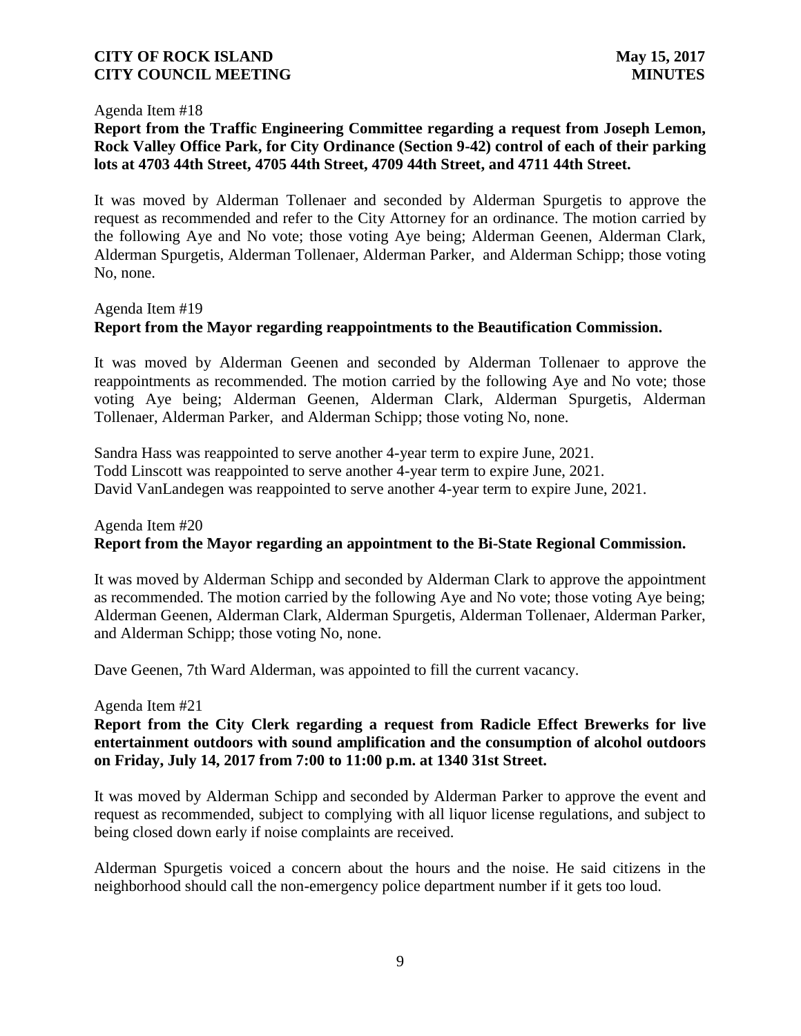Agenda Item #18

**Report from the Traffic Engineering Committee regarding a request from Joseph Lemon, Rock Valley Office Park, for City Ordinance (Section 9-42) control of each of their parking lots at 4703 44th Street, 4705 44th Street, 4709 44th Street, and 4711 44th Street.**

It was moved by Alderman Tollenaer and seconded by Alderman Spurgetis to approve the request as recommended and refer to the City Attorney for an ordinance. The motion carried by the following Aye and No vote; those voting Aye being; Alderman Geenen, Alderman Clark, Alderman Spurgetis, Alderman Tollenaer, Alderman Parker, and Alderman Schipp; those voting No, none.

Agenda Item #19

**Report from the Mayor regarding reappointments to the Beautification Commission.**

It was moved by Alderman Geenen and seconded by Alderman Tollenaer to approve the reappointments as recommended. The motion carried by the following Aye and No vote; those voting Aye being; Alderman Geenen, Alderman Clark, Alderman Spurgetis, Alderman Tollenaer, Alderman Parker, and Alderman Schipp; those voting No, none.

Sandra Hass was reappointed to serve another 4-year term to expire June, 2021.
Todd Linscott was reappointed to serve another 4-year term to expire June, 2021.
David VanLandegen was reappointed to serve another 4-year term to expire June, 2021.

Agenda Item #20

**Report from the Mayor regarding an appointment to the Bi-State Regional Commission.**

It was moved by Alderman Schipp and seconded by Alderman Clark to approve the appointment as recommended. The motion carried by the following Aye and No vote; those voting Aye being; Alderman Geenen, Alderman Clark, Alderman Spurgetis, Alderman Tollenaer, Alderman Parker, and Alderman Schipp; those voting No, none.

Dave Geenen, 7th Ward Alderman, was appointed to fill the current vacancy.

Agenda Item #21

**Report from the City Clerk regarding a request from Radicle Effect Brewerks for live entertainment outdoors with sound amplification and the consumption of alcohol outdoors on Friday, July 14, 2017 from 7:00 to 11:00 p.m. at 1340 31st Street.**

It was moved by Alderman Schipp and seconded by Alderman Parker to approve the event and request as recommended, subject to complying with all liquor license regulations, and subject to being closed down early if noise complaints are received.

Alderman Spurgetis voiced a concern about the hours and the noise. He said citizens in the neighborhood should call the non-emergency police department number if it gets too loud.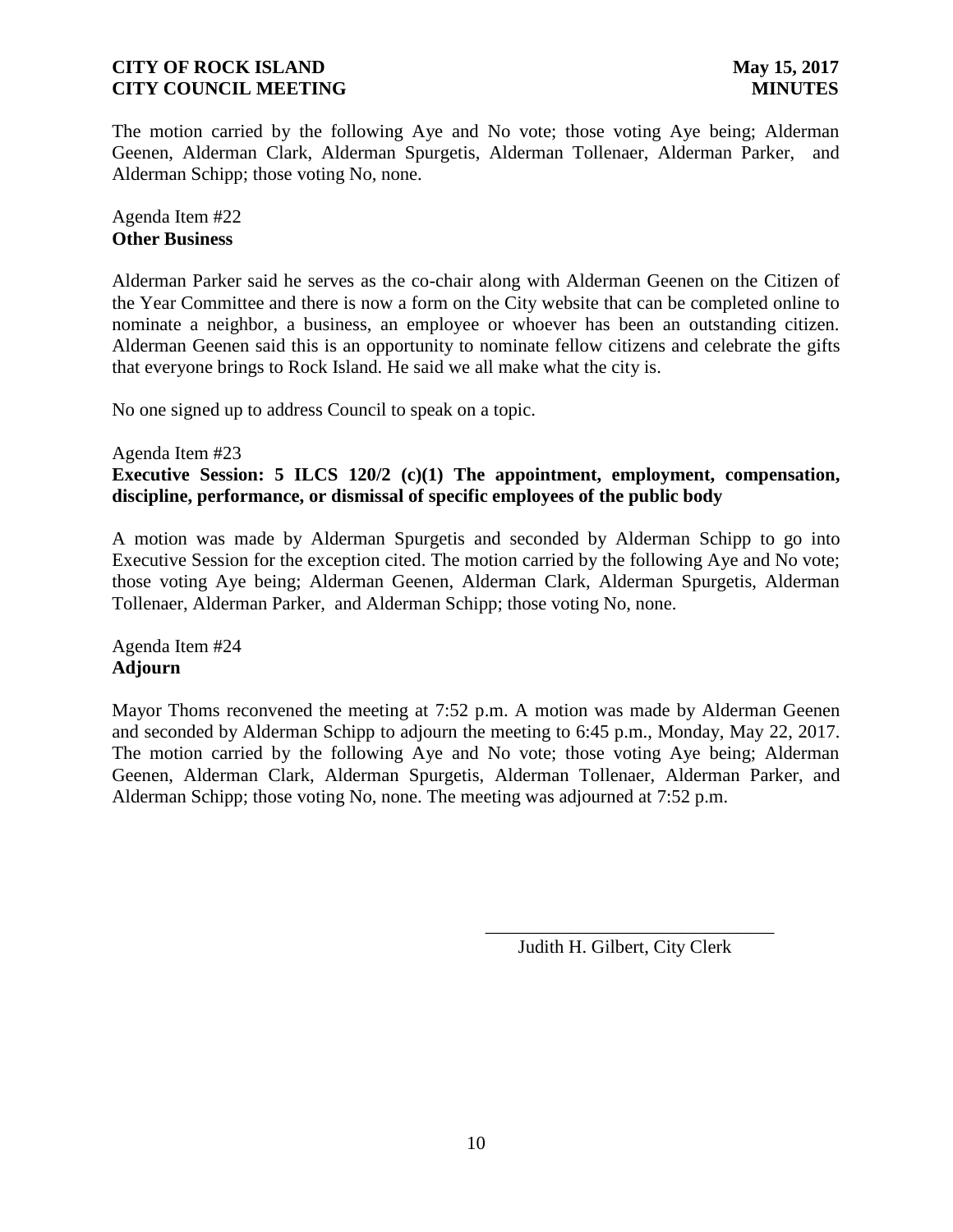The motion carried by the following Aye and No vote; those voting Aye being; Alderman Geenen, Alderman Clark, Alderman Spurgetis, Alderman Tollenaer, Alderman Parker, and Alderman Schipp; those voting No, none.

Agenda Item #22
**Other Business**

Alderman Parker said he serves as the co-chair along with Alderman Geenen on the Citizen of the Year Committee and there is now a form on the City website that can be completed online to nominate a neighbor, a business, an employee or whoever has been an outstanding citizen. Alderman Geenen said this is an opportunity to nominate fellow citizens and celebrate the gifts that everyone brings to Rock Island. He said we all make what the city is.

No one signed up to address Council to speak on a topic.

Agenda Item #23
**Executive Session: 5 ILCS 120/2 (c)(1) The appointment, employment, compensation, discipline, performance, or dismissal of specific employees of the public body**

A motion was made by Alderman Spurgetis and seconded by Alderman Schipp to go into Executive Session for the exception cited. The motion carried by the following Aye and No vote; those voting Aye being; Alderman Geenen, Alderman Clark, Alderman Spurgetis, Alderman Tollenaer, Alderman Parker, and Alderman Schipp; those voting No, none.

Agenda Item #24
**Adjourn**

Mayor Thoms reconvened the meeting at 7:52 p.m. A motion was made by Alderman Geenen and seconded by Alderman Schipp to adjourn the meeting to 6:45 p.m., Monday, May 22, 2017. The motion carried by the following Aye and No vote; those voting Aye being; Alderman Geenen, Alderman Clark, Alderman Spurgetis, Alderman Tollenaer, Alderman Parker, and Alderman Schipp; those voting No, none. The meeting was adjourned at 7:52 p.m.

\_\_\_\_\_\_\_\_\_\_\_\_\_\_\_\_\_\_\_\_\_\_\_\_\_\_\_\_\_\_\_\_
Judith H. Gilbert, City Clerk